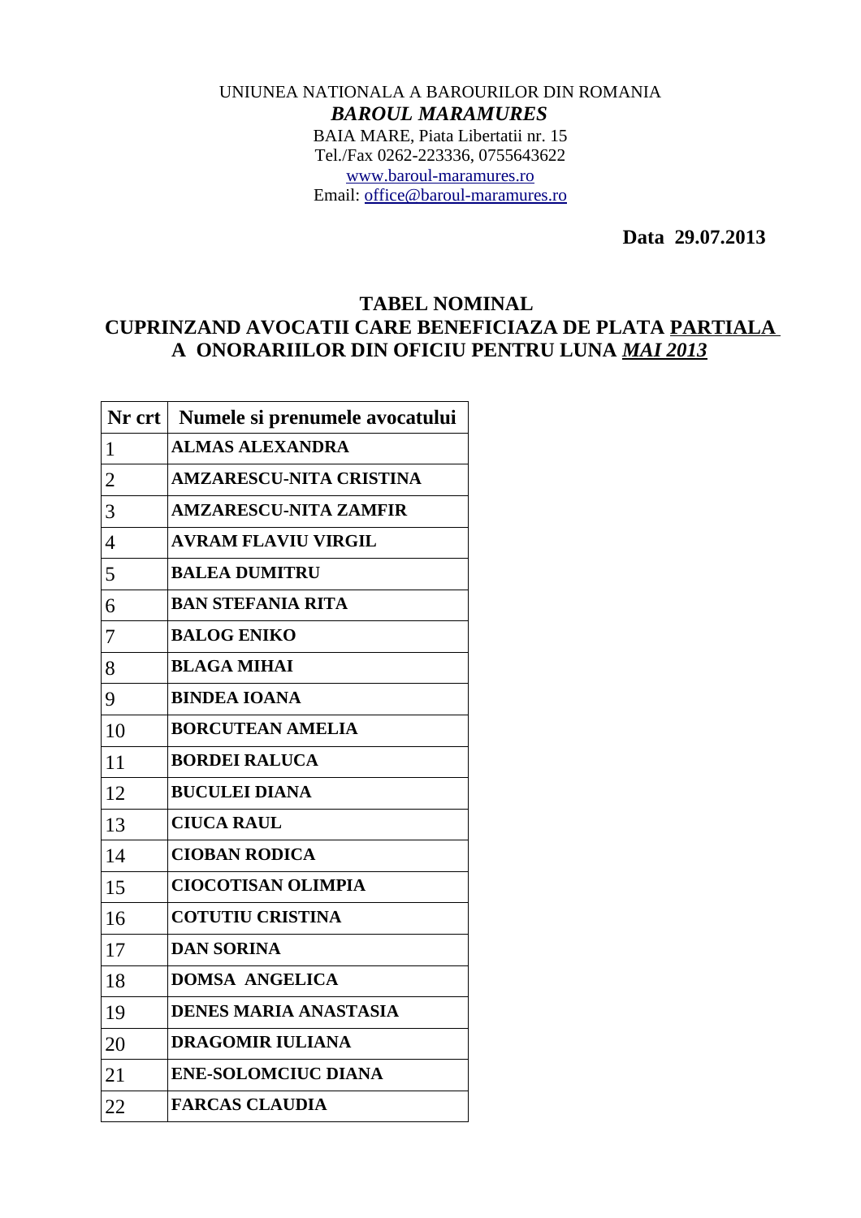UNIUNEA NATIONALA A BAROURILOR DIN ROMANIA

***BAROUL MARAMURES***

BAIA MARE, Piata Libertatii nr. 15

Tel./Fax 0262-223336, 0755643622

www.baroul-maramures.ro

Email: office@baroul-maramures.ro

**Data 29.07.2013**

## TABEL NOMINAL
## CUPRINZAND AVOCATII CARE BENEFICIAZA DE PLATA PARTIALA A ONORARIILOR DIN OFICIU PENTRU LUNA *MAI 2013*

| Nr crt | Numele si prenumele avocatului |
|---|---|
| 1 | **ALMAS ALEXANDRA** |
| 2 | **AMZARESCU-NITA CRISTINA** |
| 3 | **AMZARESCU-NITA ZAMFIR** |
| 4 | **AVRAM FLAVIU VIRGIL** |
| 5 | **BALEA DUMITRU** |
| 6 | **BAN STEFANIA RITA** |
| 7 | **BALOG ENIKO** |
| 8 | **BLAGA MIHAI** |
| 9 | **BINDEA IOANA** |
| 10 | **BORCUTEAN AMELIA** |
| 11 | **BORDEI RALUCA** |
| 12 | **BUCULEI DIANA** |
| 13 | **CIUCA RAUL** |
| 14 | **CIOBAN RODICA** |
| 15 | **CIOCOTISAN OLIMPIA** |
| 16 | **COTUTIU CRISTINA** |
| 17 | **DAN SORINA** |
| 18 | **DOMSA ANGELICA** |
| 19 | **DENES MARIA ANASTASIA** |
| 20 | **DRAGOMIR IULIANA** |
| 21 | **ENE-SOLOMCIUC DIANA** |
| 22 | **FARCAS CLAUDIA** |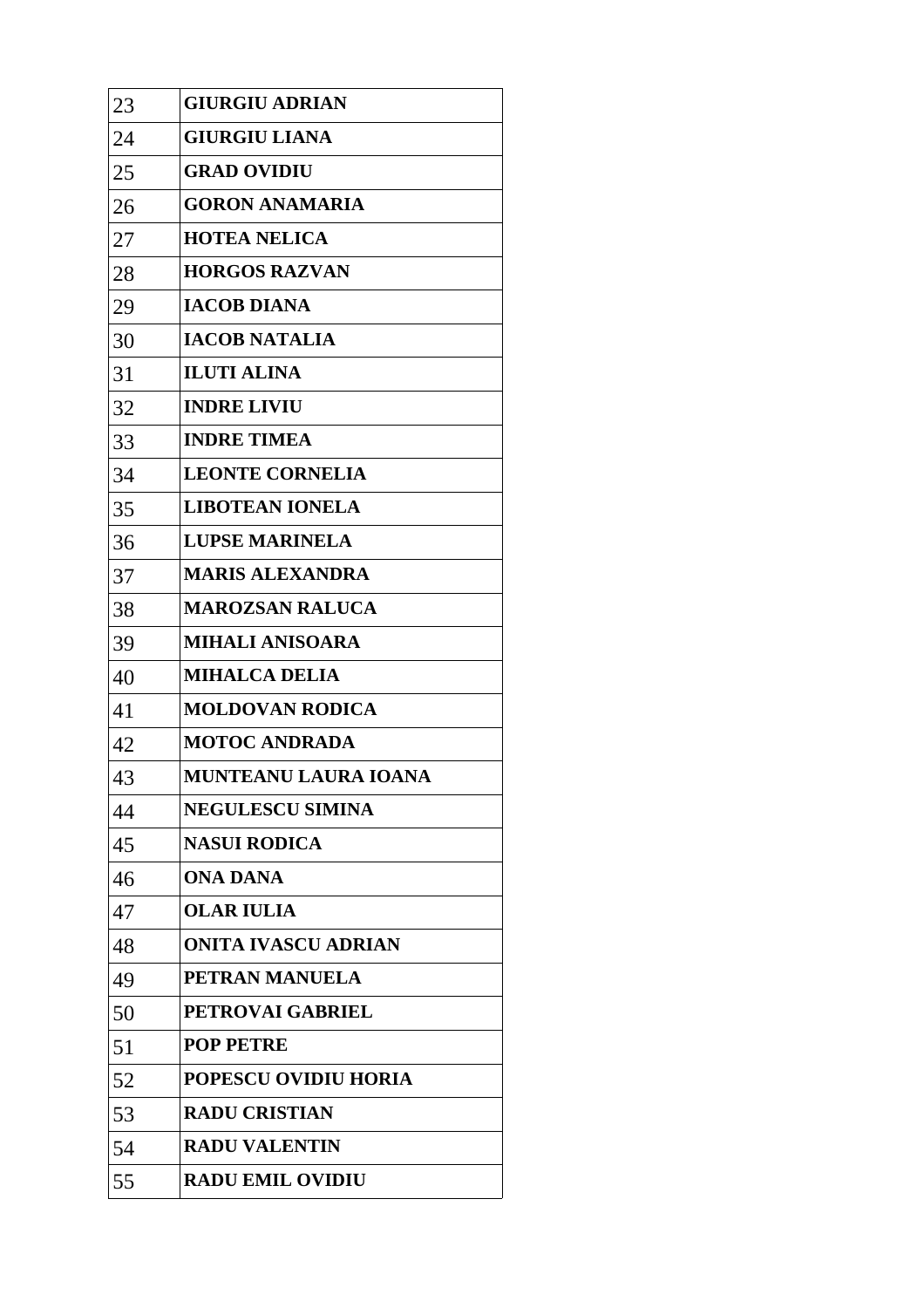| | |
|---|---|
| 23 | **GIURGIU ADRIAN** |
| 24 | **GIURGIU LIANA** |
| 25 | **GRAD OVIDIU** |
| 26 | **GORON ANAMARIA** |
| 27 | **HOTEA NELICA** |
| 28 | **HORGOS RAZVAN** |
| 29 | **IACOB DIANA** |
| 30 | **IACOB NATALIA** |
| 31 | **ILUTI ALINA** |
| 32 | **INDRE LIVIU** |
| 33 | **INDRE TIMEA** |
| 34 | **LEONTE CORNELIA** |
| 35 | **LIBOTEAN IONELA** |
| 36 | **LUPSE MARINELA** |
| 37 | **MARIS ALEXANDRA** |
| 38 | **MAROZSAN RALUCA** |
| 39 | **MIHALI ANISOARA** |
| 40 | **MIHALCA DELIA** |
| 41 | **MOLDOVAN RODICA** |
| 42 | **MOTOC ANDRADA** |
| 43 | **MUNTEANU LAURA IOANA** |
| 44 | **NEGULESCU SIMINA** |
| 45 | **NASUI RODICA** |
| 46 | **ONA DANA** |
| 47 | **OLAR IULIA** |
| 48 | **ONITA IVASCU ADRIAN** |
| 49 | **PETRAN MANUELA** |
| 50 | **PETROVAI GABRIEL** |
| 51 | **POP PETRE** |
| 52 | **POPESCU OVIDIU HORIA** |
| 53 | **RADU CRISTIAN** |
| 54 | **RADU VALENTIN** |
| 55 | **RADU EMIL OVIDIU** |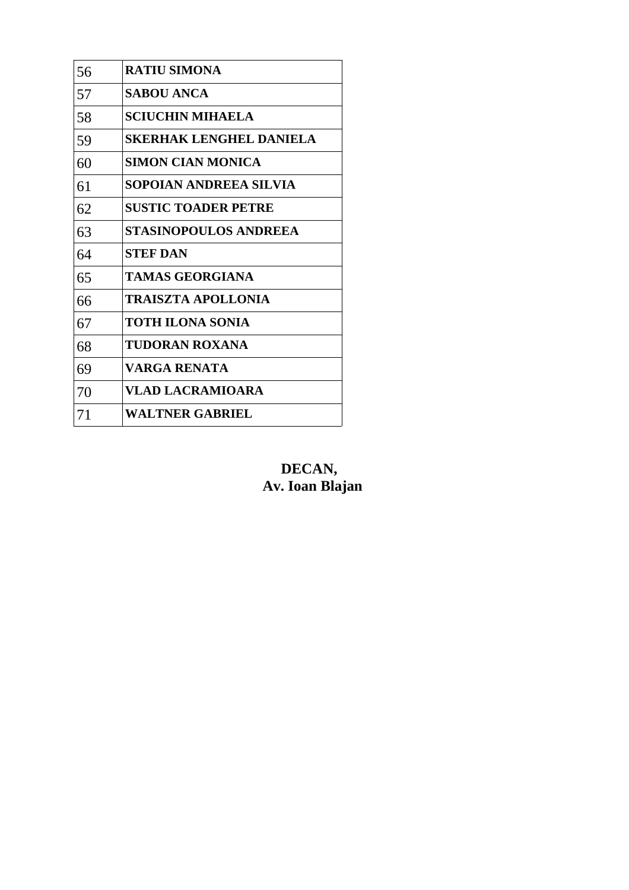| | |
|---|---|
| 56 | **RATIU SIMONA** |
| 57 | **SABOU ANCA** |
| 58 | **SCIUCHIN MIHAELA** |
| 59 | **SKERHAK LENGHEL DANIELA** |
| 60 | **SIMON CIAN MONICA** |
| 61 | **SOPOIAN ANDREEA SILVIA** |
| 62 | **SUSTIC TOADER PETRE** |
| 63 | **STASINOPOULOS ANDREEA** |
| 64 | **STEF DAN** |
| 65 | **TAMAS GEORGIANA** |
| 66 | **TRAISZTA APOLLONIA** |
| 67 | **TOTH ILONA SONIA** |
| 68 | **TUDORAN ROXANA** |
| 69 | **VARGA RENATA** |
| 70 | **VLAD LACRAMIOARA** |
| 71 | **WALTNER GABRIEL** |

**DECAN,**
**Av. Ioan Blajan**